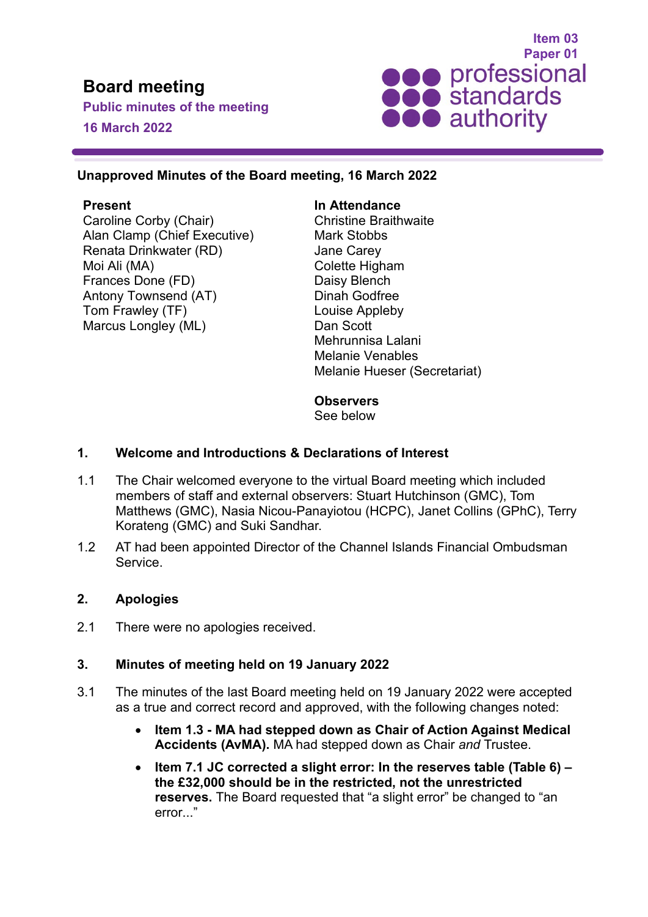Item 03
Paper 01

# Board meeting

**Public minutes of the meeting**

**16 March 2022**

**Unapproved Minutes of the Board meeting, 16 March 2022**

**Present**
Caroline Corby (Chair)
Alan Clamp (Chief Executive)
Renata Drinkwater (RD)
Moi Ali (MA)
Frances Done (FD)
Antony Townsend (AT)
Tom Frawley (TF)
Marcus Longley (ML)

**In Attendance**
Christine Braithwaite
Mark Stobbs
Jane Carey
Colette Higham
Daisy Blench
Dinah Godfree
Louise Appleby
Dan Scott
Mehrunnisa Lalani
Melanie Venables
Melanie Hueser (Secretariat)

**Observers**
See below

## 1. Welcome and Introductions & Declarations of Interest

1.1 The Chair welcomed everyone to the virtual Board meeting which included members of staff and external observers: Stuart Hutchinson (GMC), Tom Matthews (GMC), Nasia Nicou-Panayiotou (HCPC), Janet Collins (GPhC), Terry Korateng (GMC) and Suki Sandhar.

1.2 AT had been appointed Director of the Channel Islands Financial Ombudsman Service.

## 2. Apologies

2.1 There were no apologies received.

## 3. Minutes of meeting held on 19 January 2022

3.1 The minutes of the last Board meeting held on 19 January 2022 were accepted as a true and correct record and approved, with the following changes noted:

- **Item 1.3 - MA had stepped down as Chair of Action Against Medical Accidents (AvMA).** MA had stepped down as Chair *and* Trustee.
- **Item 7.1 JC corrected a slight error: In the reserves table (Table 6) – the £32,000 should be in the restricted, not the unrestricted reserves.** The Board requested that “a slight error” be changed to “an error...”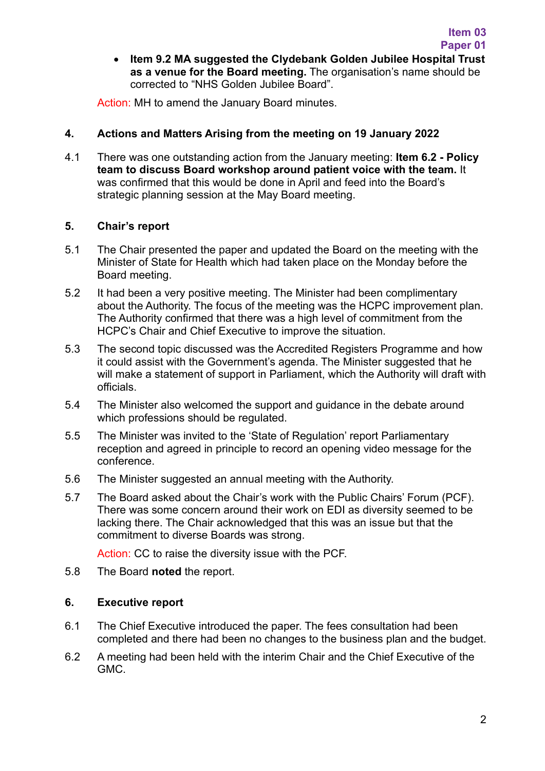- **Item 9.2 MA suggested the Clydebank Golden Jubilee Hospital Trust as a venue for the Board meeting.** The organisation's name should be corrected to "NHS Golden Jubilee Board".

Action: MH to amend the January Board minutes.

## 4. Actions and Matters Arising from the meeting on 19 January 2022

4.1 There was one outstanding action from the January meeting: **Item 6.2 - Policy team to discuss Board workshop around patient voice with the team.** It was confirmed that this would be done in April and feed into the Board's strategic planning session at the May Board meeting.

## 5. Chair's report

5.1 The Chair presented the paper and updated the Board on the meeting with the Minister of State for Health which had taken place on the Monday before the Board meeting.

5.2 It had been a very positive meeting. The Minister had been complimentary about the Authority. The focus of the meeting was the HCPC improvement plan. The Authority confirmed that there was a high level of commitment from the HCPC's Chair and Chief Executive to improve the situation.

5.3 The second topic discussed was the Accredited Registers Programme and how it could assist with the Government's agenda. The Minister suggested that he will make a statement of support in Parliament, which the Authority will draft with officials.

5.4 The Minister also welcomed the support and guidance in the debate around which professions should be regulated.

5.5 The Minister was invited to the 'State of Regulation' report Parliamentary reception and agreed in principle to record an opening video message for the conference.

5.6 The Minister suggested an annual meeting with the Authority.

5.7 The Board asked about the Chair's work with the Public Chairs' Forum (PCF). There was some concern around their work on EDI as diversity seemed to be lacking there. The Chair acknowledged that this was an issue but that the commitment to diverse Boards was strong.

Action: CC to raise the diversity issue with the PCF.

5.8 The Board **noted** the report.

## 6. Executive report

6.1 The Chief Executive introduced the paper. The fees consultation had been completed and there had been no changes to the business plan and the budget.

6.2 A meeting had been held with the interim Chair and the Chief Executive of the GMC.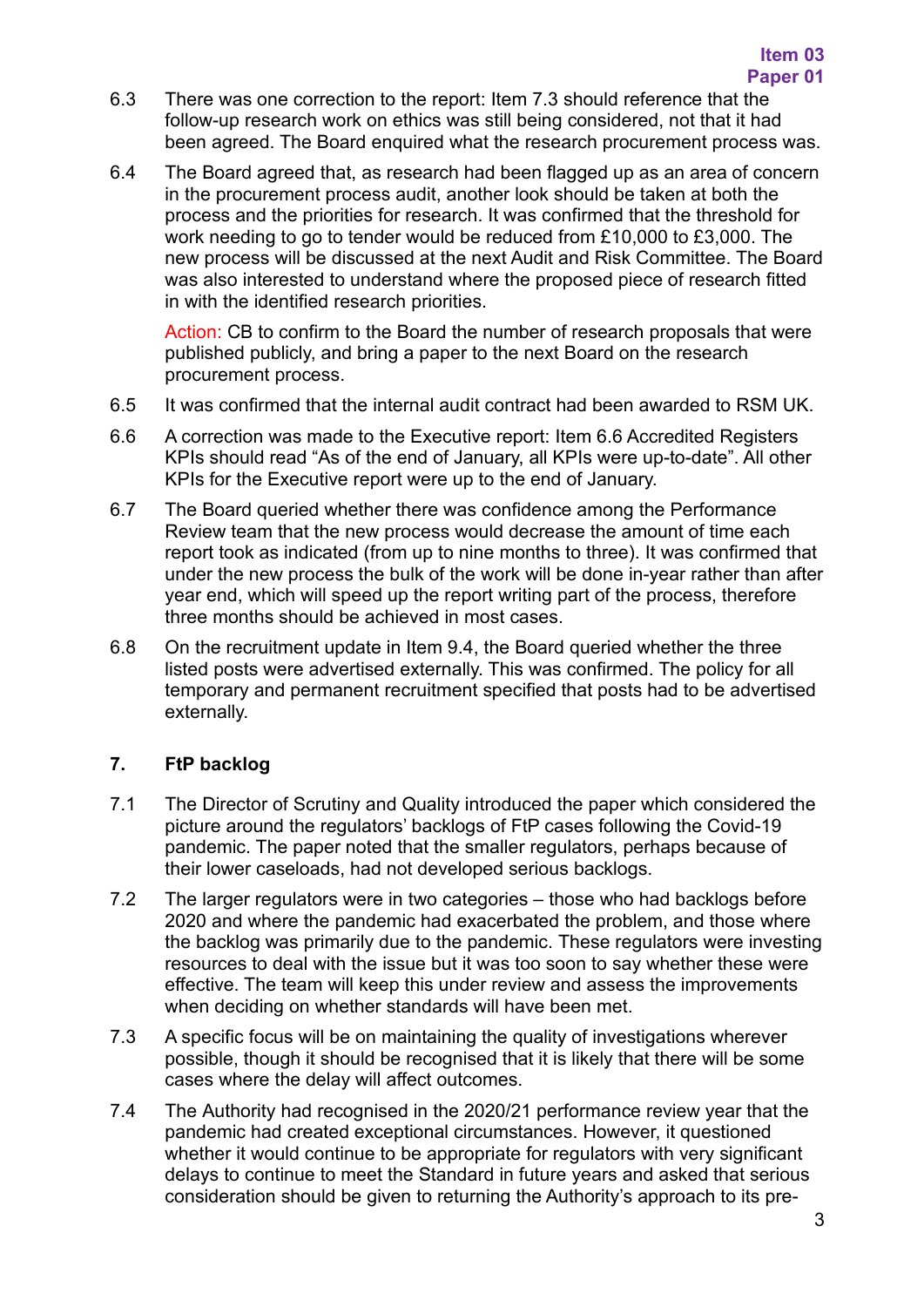6.3 There was one correction to the report: Item 7.3 should reference that the follow-up research work on ethics was still being considered, not that it had been agreed. The Board enquired what the research procurement process was.

6.4 The Board agreed that, as research had been flagged up as an area of concern in the procurement process audit, another look should be taken at both the process and the priorities for research. It was confirmed that the threshold for work needing to go to tender would be reduced from £10,000 to £3,000. The new process will be discussed at the next Audit and Risk Committee. The Board was also interested to understand where the proposed piece of research fitted in with the identified research priorities.

Action: CB to confirm to the Board the number of research proposals that were published publicly, and bring a paper to the next Board on the research procurement process.

6.5 It was confirmed that the internal audit contract had been awarded to RSM UK.

6.6 A correction was made to the Executive report: Item 6.6 Accredited Registers KPIs should read "As of the end of January, all KPIs were up-to-date". All other KPIs for the Executive report were up to the end of January.

6.7 The Board queried whether there was confidence among the Performance Review team that the new process would decrease the amount of time each report took as indicated (from up to nine months to three). It was confirmed that under the new process the bulk of the work will be done in-year rather than after year end, which will speed up the report writing part of the process, therefore three months should be achieved in most cases.

6.8 On the recruitment update in Item 9.4, the Board queried whether the three listed posts were advertised externally. This was confirmed. The policy for all temporary and permanent recruitment specified that posts had to be advertised externally.

## 7. FtP backlog

7.1 The Director of Scrutiny and Quality introduced the paper which considered the picture around the regulators' backlogs of FtP cases following the Covid-19 pandemic. The paper noted that the smaller regulators, perhaps because of their lower caseloads, had not developed serious backlogs.

7.2 The larger regulators were in two categories – those who had backlogs before 2020 and where the pandemic had exacerbated the problem, and those where the backlog was primarily due to the pandemic. These regulators were investing resources to deal with the issue but it was too soon to say whether these were effective. The team will keep this under review and assess the improvements when deciding on whether standards will have been met.

7.3 A specific focus will be on maintaining the quality of investigations wherever possible, though it should be recognised that it is likely that there will be some cases where the delay will affect outcomes.

7.4 The Authority had recognised in the 2020/21 performance review year that the pandemic had created exceptional circumstances. However, it questioned whether it would continue to be appropriate for regulators with very significant delays to continue to meet the Standard in future years and asked that serious consideration should be given to returning the Authority's approach to its pre-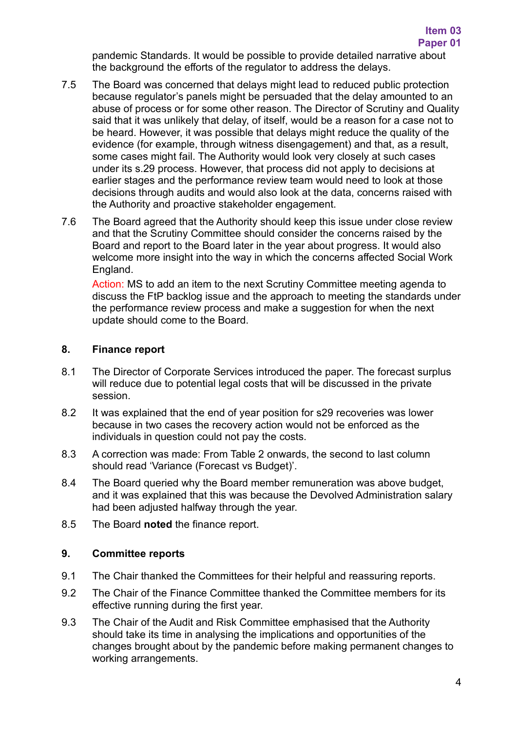pandemic Standards. It would be possible to provide detailed narrative about the background the efforts of the regulator to address the delays.

7.5 The Board was concerned that delays might lead to reduced public protection because regulator's panels might be persuaded that the delay amounted to an abuse of process or for some other reason. The Director of Scrutiny and Quality said that it was unlikely that delay, of itself, would be a reason for a case not to be heard. However, it was possible that delays might reduce the quality of the evidence (for example, through witness disengagement) and that, as a result, some cases might fail. The Authority would look very closely at such cases under its s.29 process. However, that process did not apply to decisions at earlier stages and the performance review team would need to look at those decisions through audits and would also look at the data, concerns raised with the Authority and proactive stakeholder engagement.

7.6 The Board agreed that the Authority should keep this issue under close review and that the Scrutiny Committee should consider the concerns raised by the Board and report to the Board later in the year about progress. It would also welcome more insight into the way in which the concerns affected Social Work England.

Action: MS to add an item to the next Scrutiny Committee meeting agenda to discuss the FtP backlog issue and the approach to meeting the standards under the performance review process and make a suggestion for when the next update should come to the Board.

## 8. Finance report

8.1 The Director of Corporate Services introduced the paper. The forecast surplus will reduce due to potential legal costs that will be discussed in the private session.

8.2 It was explained that the end of year position for s29 recoveries was lower because in two cases the recovery action would not be enforced as the individuals in question could not pay the costs.

8.3 A correction was made: From Table 2 onwards, the second to last column should read 'Variance (Forecast vs Budget)'.

8.4 The Board queried why the Board member remuneration was above budget, and it was explained that this was because the Devolved Administration salary had been adjusted halfway through the year.

8.5 The Board **noted** the finance report.

## 9. Committee reports

9.1 The Chair thanked the Committees for their helpful and reassuring reports.

9.2 The Chair of the Finance Committee thanked the Committee members for its effective running during the first year.

9.3 The Chair of the Audit and Risk Committee emphasised that the Authority should take its time in analysing the implications and opportunities of the changes brought about by the pandemic before making permanent changes to working arrangements.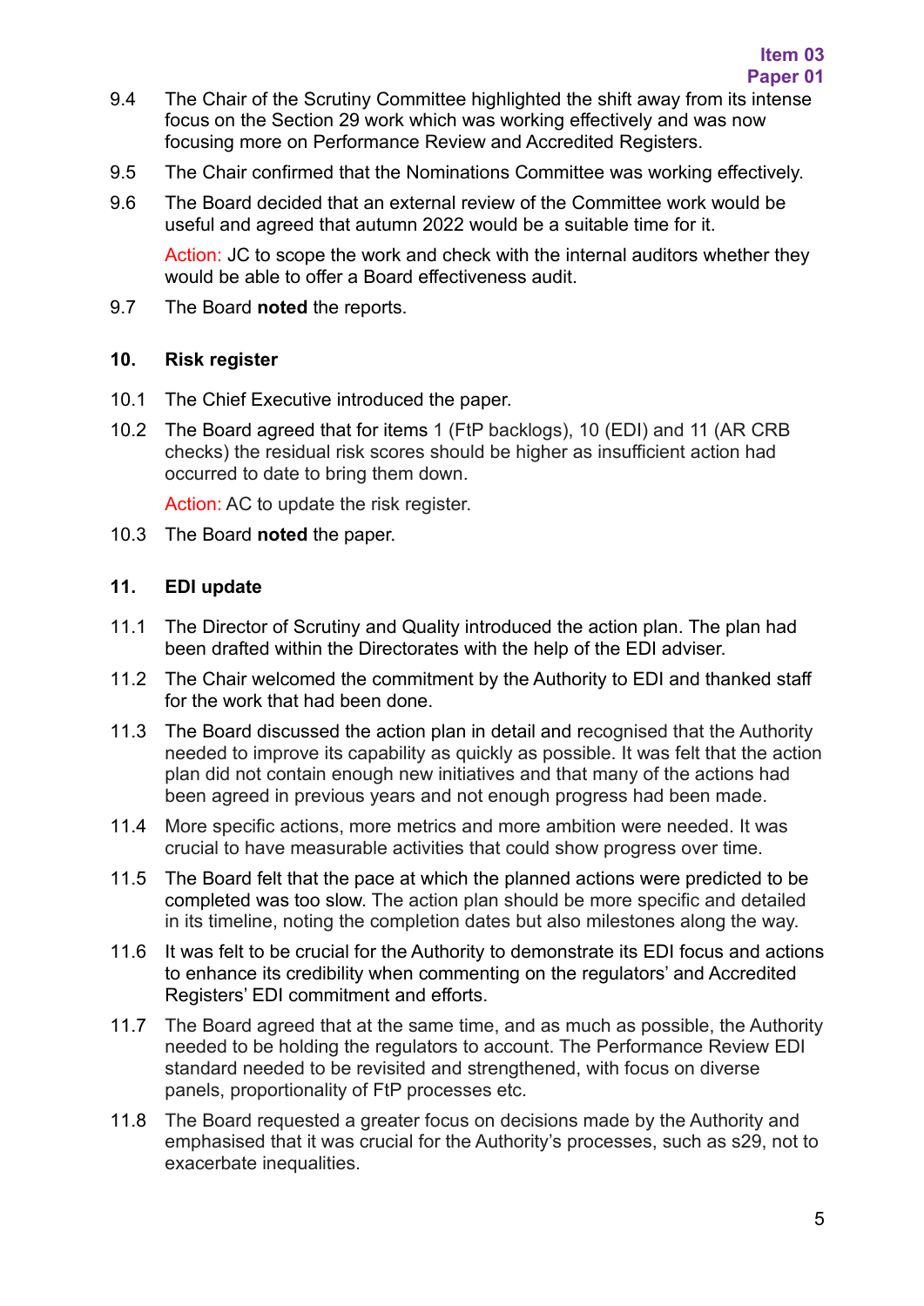9.4 The Chair of the Scrutiny Committee highlighted the shift away from its intense focus on the Section 29 work which was working effectively and was now focusing more on Performance Review and Accredited Registers.

9.5 The Chair confirmed that the Nominations Committee was working effectively.

9.6 The Board decided that an external review of the Committee work would be useful and agreed that autumn 2022 would be a suitable time for it.

Action: JC to scope the work and check with the internal auditors whether they would be able to offer a Board effectiveness audit.

9.7 The Board **noted** the reports.

## 10. Risk register

10.1 The Chief Executive introduced the paper.

10.2 The Board agreed that for items 1 (FtP backlogs), 10 (EDI) and 11 (AR CRB checks) the residual risk scores should be higher as insufficient action had occurred to date to bring them down.

Action: AC to update the risk register.

10.3 The Board **noted** the paper.

## 11. EDI update

11.1 The Director of Scrutiny and Quality introduced the action plan. The plan had been drafted within the Directorates with the help of the EDI adviser.

11.2 The Chair welcomed the commitment by the Authority to EDI and thanked staff for the work that had been done.

11.3 The Board discussed the action plan in detail and recognised that the Authority needed to improve its capability as quickly as possible. It was felt that the action plan did not contain enough new initiatives and that many of the actions had been agreed in previous years and not enough progress had been made.

11.4 More specific actions, more metrics and more ambition were needed. It was crucial to have measurable activities that could show progress over time.

11.5 The Board felt that the pace at which the planned actions were predicted to be completed was too slow. The action plan should be more specific and detailed in its timeline, noting the completion dates but also milestones along the way.

11.6 It was felt to be crucial for the Authority to demonstrate its EDI focus and actions to enhance its credibility when commenting on the regulators' and Accredited Registers' EDI commitment and efforts.

11.7 The Board agreed that at the same time, and as much as possible, the Authority needed to be holding the regulators to account. The Performance Review EDI standard needed to be revisited and strengthened, with focus on diverse panels, proportionality of FtP processes etc.

11.8 The Board requested a greater focus on decisions made by the Authority and emphasised that it was crucial for the Authority's processes, such as s29, not to exacerbate inequalities.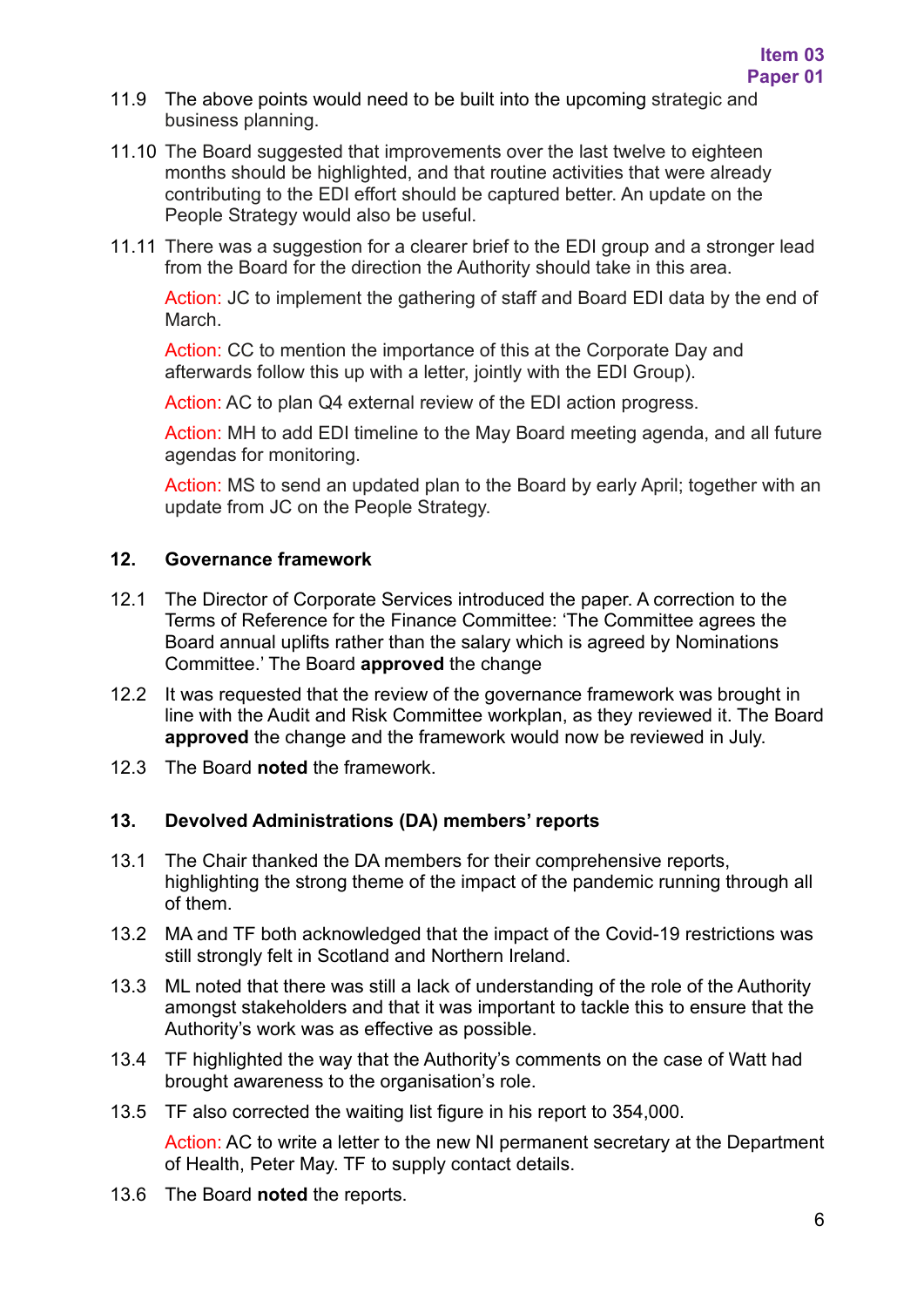11.9 The above points would need to be built into the upcoming strategic and business planning.

11.10 The Board suggested that improvements over the last twelve to eighteen months should be highlighted, and that routine activities that were already contributing to the EDI effort should be captured better. An update on the People Strategy would also be useful.

11.11 There was a suggestion for a clearer brief to the EDI group and a stronger lead from the Board for the direction the Authority should take in this area.

Action: JC to implement the gathering of staff and Board EDI data by the end of March.

Action: CC to mention the importance of this at the Corporate Day and afterwards follow this up with a letter, jointly with the EDI Group).

Action: AC to plan Q4 external review of the EDI action progress.

Action: MH to add EDI timeline to the May Board meeting agenda, and all future agendas for monitoring.

Action: MS to send an updated plan to the Board by early April; together with an update from JC on the People Strategy.

## 12. Governance framework

12.1 The Director of Corporate Services introduced the paper. A correction to the Terms of Reference for the Finance Committee: 'The Committee agrees the Board annual uplifts rather than the salary which is agreed by Nominations Committee.' The Board **approved** the change

12.2 It was requested that the review of the governance framework was brought in line with the Audit and Risk Committee workplan, as they reviewed it. The Board **approved** the change and the framework would now be reviewed in July.

12.3 The Board **noted** the framework.

## 13. Devolved Administrations (DA) members' reports

13.1 The Chair thanked the DA members for their comprehensive reports, highlighting the strong theme of the impact of the pandemic running through all of them.

13.2 MA and TF both acknowledged that the impact of the Covid-19 restrictions was still strongly felt in Scotland and Northern Ireland.

13.3 ML noted that there was still a lack of understanding of the role of the Authority amongst stakeholders and that it was important to tackle this to ensure that the Authority's work was as effective as possible.

13.4 TF highlighted the way that the Authority's comments on the case of Watt had brought awareness to the organisation's role.

13.5 TF also corrected the waiting list figure in his report to 354,000.

Action: AC to write a letter to the new NI permanent secretary at the Department of Health, Peter May. TF to supply contact details.

13.6 The Board **noted** the reports.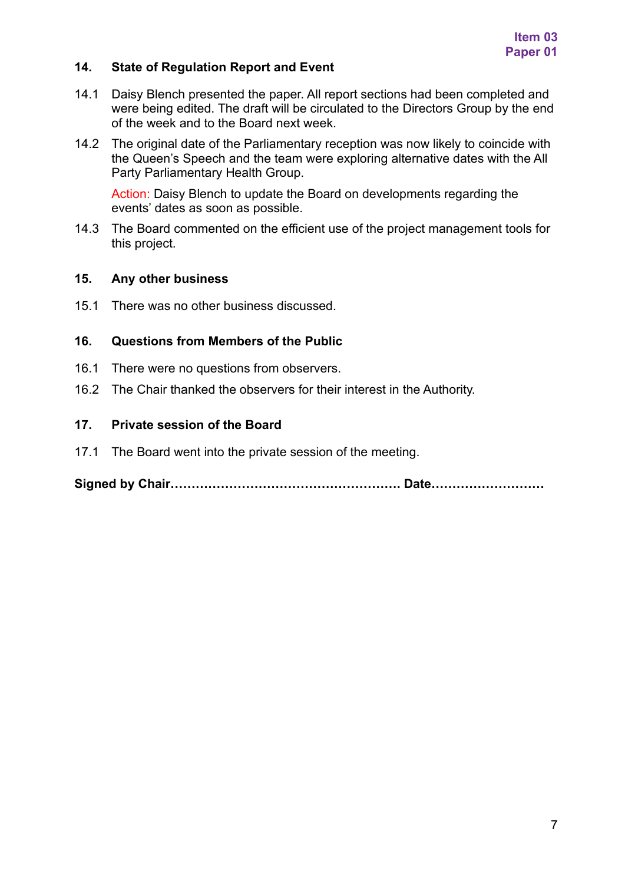Item 03
Paper 01

## 14. State of Regulation Report and Event

14.1 Daisy Blench presented the paper. All report sections had been completed and were being edited. The draft will be circulated to the Directors Group by the end of the week and to the Board next week.

14.2 The original date of the Parliamentary reception was now likely to coincide with the Queen's Speech and the team were exploring alternative dates with the All Party Parliamentary Health Group.

Action: Daisy Blench to update the Board on developments regarding the events' dates as soon as possible.

14.3 The Board commented on the efficient use of the project management tools for this project.

## 15. Any other business

15.1 There was no other business discussed.

## 16. Questions from Members of the Public

16.1 There were no questions from observers.

16.2 The Chair thanked the observers for their interest in the Authority.

## 17. Private session of the Board

17.1 The Board went into the private session of the meeting.

**Signed by Chair……………………………………………… Date………………………**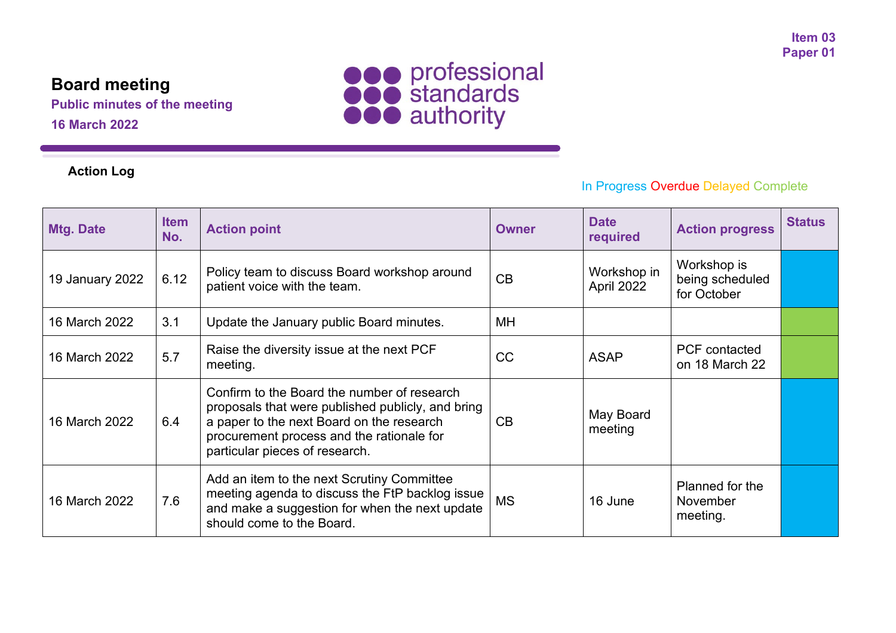Item 03
Paper 01

# Board meeting

**Public minutes of the meeting**

**16 March 2022**

**Action Log**

In Progress Overdue Delayed Complete

| Mtg. Date | Item No. | Action point | Owner | Date required | Action progress | Status |
|---|---|---|---|---|---|---|
| 19 January 2022 | 6.12 | Policy team to discuss Board workshop around patient voice with the team. | CB | Workshop in April 2022 | Workshop is being scheduled for October | In Progress |
| 16 March 2022 | 3.1 | Update the January public Board minutes. | MH | | | Complete |
| 16 March 2022 | 5.7 | Raise the diversity issue at the next PCF meeting. | CC | ASAP | PCF contacted on 18 March 22 | Complete |
| 16 March 2022 | 6.4 | Confirm to the Board the number of research proposals that were published publicly, and bring a paper to the next Board on the research procurement process and the rationale for particular pieces of research. | CB | May Board meeting | | In Progress |
| 16 March 2022 | 7.6 | Add an item to the next Scrutiny Committee meeting agenda to discuss the FtP backlog issue and make a suggestion for when the next update should come to the Board. | MS | 16 June | Planned for the November meeting. | In Progress |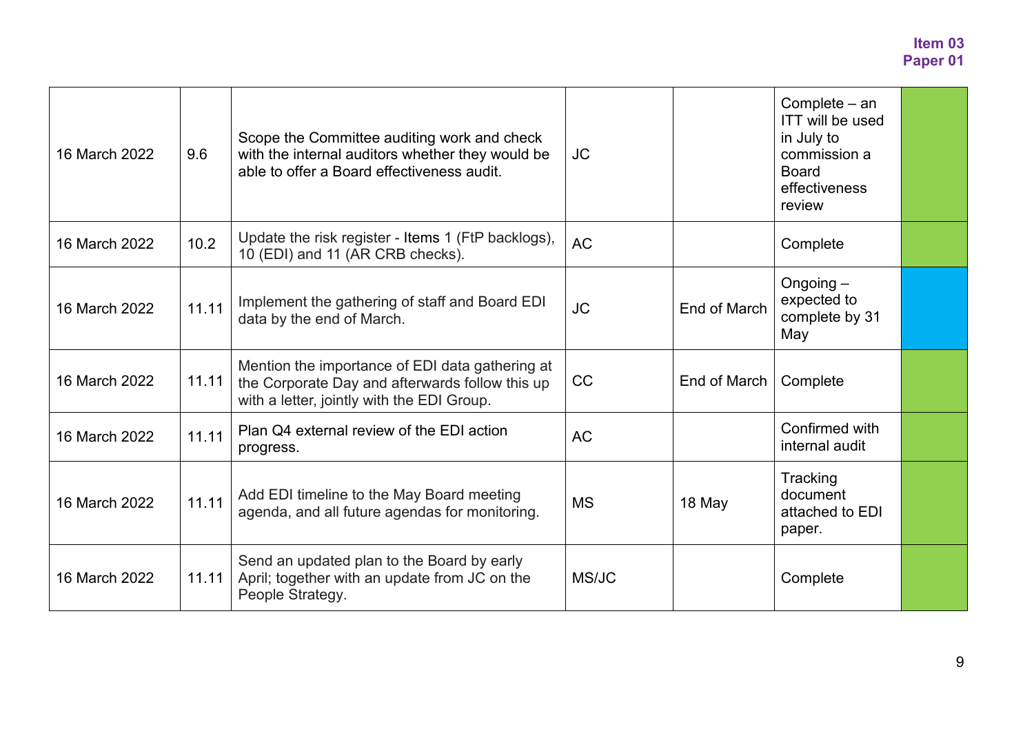Item 03
Paper 01

| 16 March 2022 | 9.6 | Scope the Committee auditing work and check with the internal auditors whether they would be able to offer a Board effectiveness audit. | JC | | Complete – an ITT will be used in July to commission a Board effectiveness review | |
|---|---|---|---|---|---|---|
| 16 March 2022 | 10.2 | Update the risk register - Items 1 (FtP backlogs), 10 (EDI) and 11 (AR CRB checks). | AC | | Complete | |
| 16 March 2022 | 11.11 | Implement the gathering of staff and Board EDI data by the end of March. | JC | End of March | Ongoing – expected to complete by 31 May | |
| 16 March 2022 | 11.11 | Mention the importance of EDI data gathering at the Corporate Day and afterwards follow this up with a letter, jointly with the EDI Group. | CC | End of March | Complete | |
| 16 March 2022 | 11.11 | Plan Q4 external review of the EDI action progress. | AC | | Confirmed with internal audit | |
| 16 March 2022 | 11.11 | Add EDI timeline to the May Board meeting agenda, and all future agendas for monitoring. | MS | 18 May | Tracking document attached to EDI paper. | |
| 16 March 2022 | 11.11 | Send an updated plan to the Board by early April; together with an update from JC on the People Strategy. | MS/JC | | Complete | |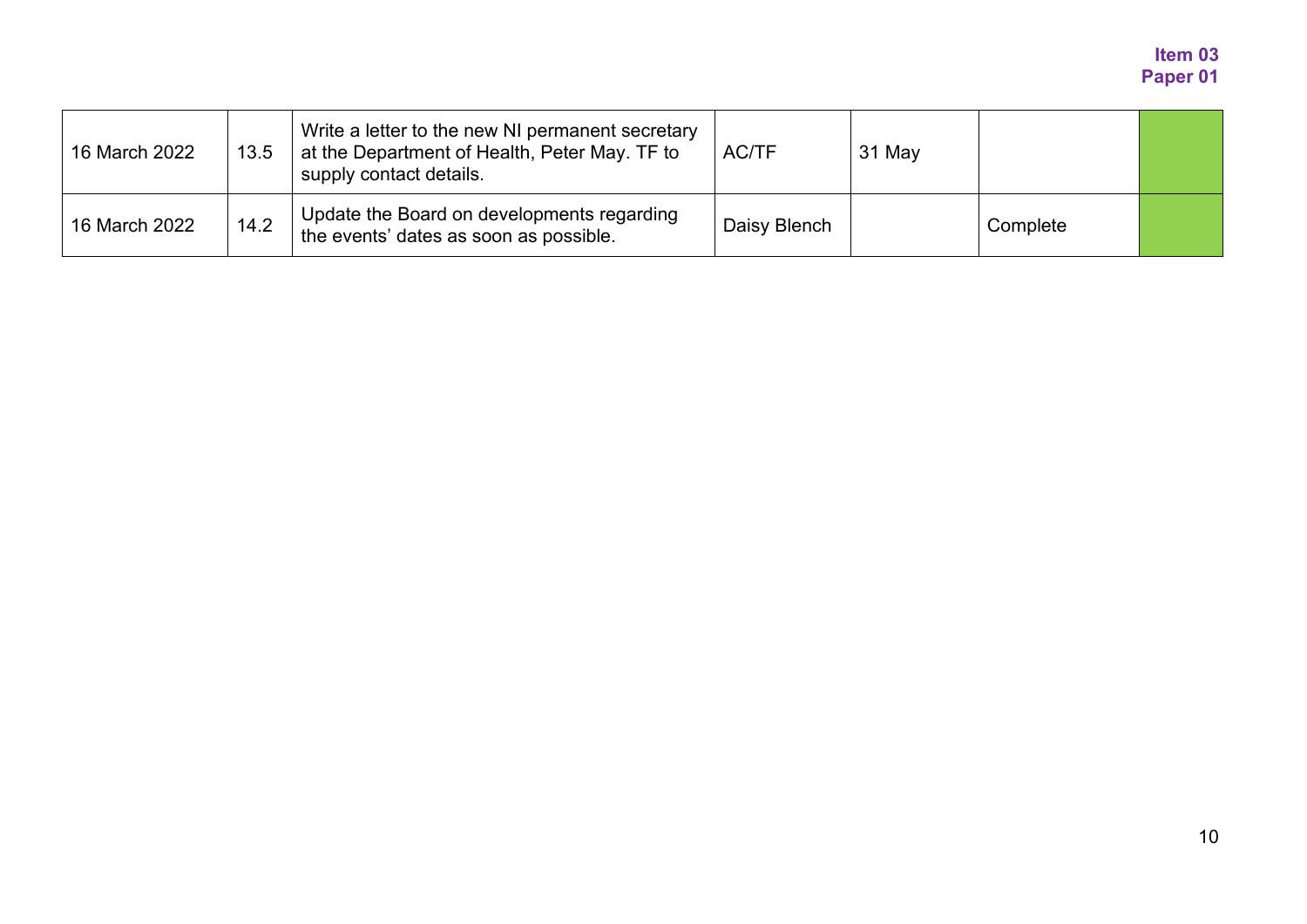**Item 03**
**Paper 01**

| | | | | | | |
|---|---|---|---|---|---|---|
| 16 March 2022 | 13.5 | Write a letter to the new NI permanent secretary at the Department of Health, Peter May. TF to supply contact details. | AC/TF | 31 May | | |
| 16 March 2022 | 14.2 | Update the Board on developments regarding the events' dates as soon as possible. | Daisy Blench | | Complete | |